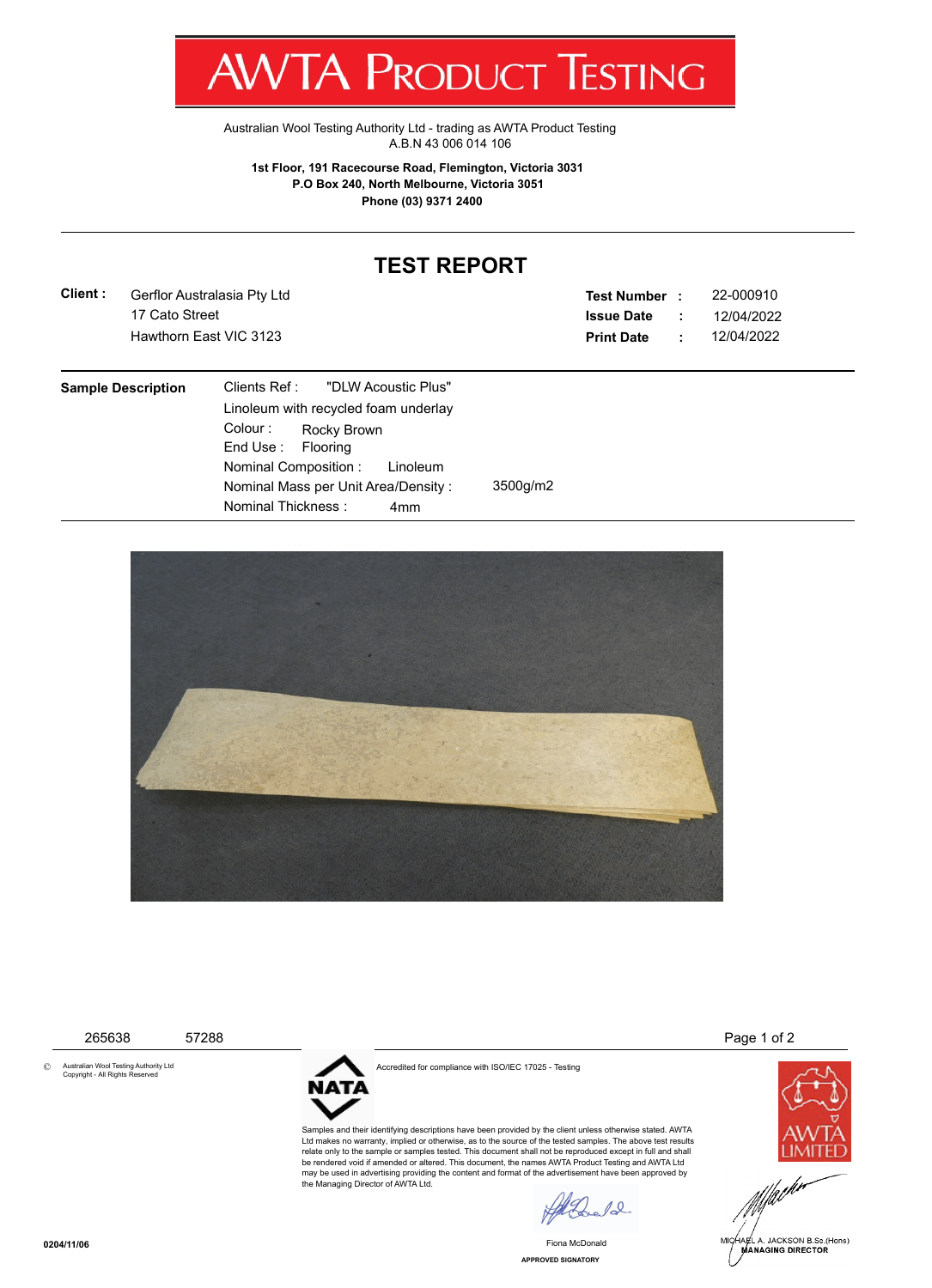# AWTA PRODUCT TESTING

Australian Wool Testing Authority Ltd - trading as AWTA Product Testing
A.B.N 43 006 014 106

**1st Floor, 191 Racecourse Road, Flemington, Victoria 3031**
**P.O Box 240, North Melbourne, Victoria 3051**
**Phone (03) 9371 2400**

## TEST REPORT

**Client :** Gerflor Australasia Pty Ltd
17 Cato Street
Hawthorn East VIC 3123

**Test Number** : 22-000910
**Issue Date** : 12/04/2022
**Print Date** : 12/04/2022

**Sample Description**

Clients Ref : "DLW Acoustic Plus"
Linoleum with recycled foam underlay
Colour : Rocky Brown
End Use : Flooring
Nominal Composition : Linoleum
Nominal Mass per Unit Area/Density : 3500g/m2
Nominal Thickness : 4mm

265638 57288

© Australian Wool Testing Authority Ltd
Copyright - All Rights Reserved

NATA

Accredited for compliance with ISO/IEC 17025 - Testing

Samples and their identifying descriptions have been provided by the client unless otherwise stated. AWTA Ltd makes no warranty, implied or otherwise, as to the source of the tested samples. The above test results relate only to the sample or samples tested. This document shall not be reproduced except in full and shall be rendered void if amended or altered. This document, the names AWTA Product Testing and AWTA Ltd may be used in advertising providing the content and format of the advertisement have been approved by the Managing Director of AWTA Ltd.

AWTA LIMITED

Fiona McDonald
APPROVED SIGNATORY

MICHAEL A. JACKSON B.Sc.(Hons)
MANAGING DIRECTOR

0204/11/06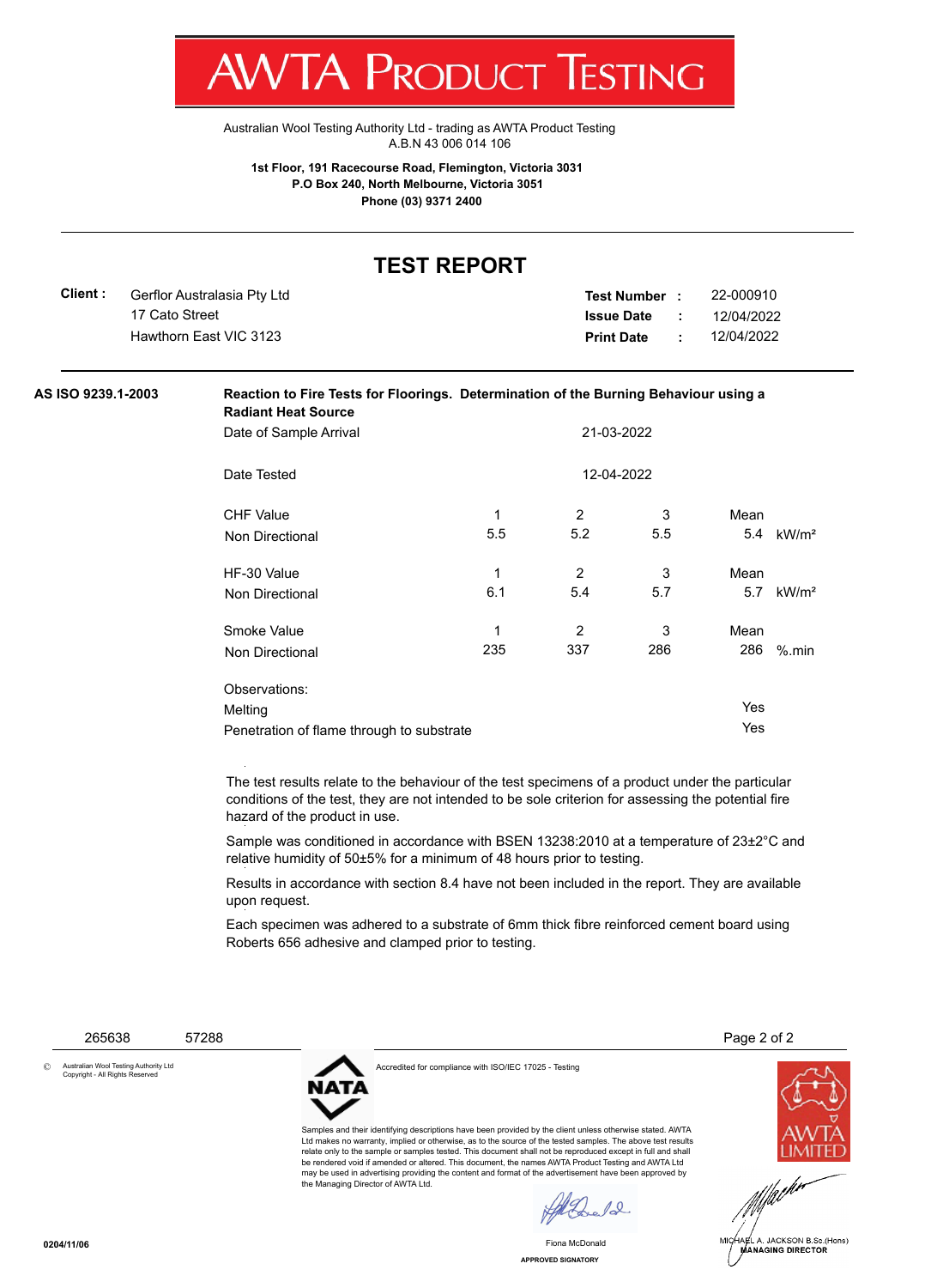# AWTA PRODUCT TESTING

Australian Wool Testing Authority Ltd - trading as AWTA Product Testing
A.B.N 43 006 014 106

**1st Floor, 191 Racecourse Road, Flemington, Victoria 3031**
**P.O Box 240, North Melbourne, Victoria 3051**
**Phone (03) 9371 2400**

## TEST REPORT

**Client :** Gerflor Australasia Pty Ltd
17 Cato Street
Hawthorn East VIC 3123

**Test Number :** 22-000910
**Issue Date :** 12/04/2022
**Print Date :** 12/04/2022

**AS ISO 9239.1-2003** **Reaction to Fire Tests for Floorings. Determination of the Burning Behaviour using a Radiant Heat Source**

Date of Sample Arrival: 21-03-2022

Date Tested: 12-04-2022

| | 1 | 2 | 3 | Mean | |
|---|---|---|---|---|---|
| CHF Value Non Directional | 5.5 | 5.2 | 5.5 | 5.4 | $kW/m^2$ |
| HF-30 Value Non Directional | 6.1 | 5.4 | 5.7 | 5.7 | $kW/m^2$ |
| Smoke Value Non Directional | 235 | 337 | 286 | 286 | %.min |

Observations:

| | |
|---|---|
| Melting | Yes |
| Penetration of flame through to substrate | Yes |

The test results relate to the behaviour of the test specimens of a product under the particular conditions of the test, they are not intended to be sole criterion for assessing the potential fire hazard of the product in use.

Sample was conditioned in accordance with BSEN 13238:2010 at a temperature of 23±2°C and relative humidity of 50±5% for a minimum of 48 hours prior to testing.

Results in accordance with section 8.4 have not been included in the report. They are available upon request.

Each specimen was adhered to a substrate of 6mm thick fibre reinforced cement board using Roberts 656 adhesive and clamped prior to testing.

265638 57288

© Australian Wool Testing Authority Ltd Copyright - All Rights Reserved

NATA

Accredited for compliance with ISO/IEC 17025 - Testing

Samples and their identifying descriptions have been provided by the client unless otherwise stated. AWTA Ltd makes no warranty, implied or otherwise, as to the source of the tested samples. The above test results relate only to the sample or samples tested. This document shall not be reproduced except in full and shall be rendered void if amended or altered. This document, the names AWTA Product Testing and AWTA Ltd may be used in advertising providing the content and format of the advertisement have been approved by the Managing Director of AWTA Ltd.

AWTA LIMITED

Fiona McDonald
APPROVED SIGNATORY

MICHAEL A. JACKSON B.Sc.(Hons)
MANAGING DIRECTOR

0204/11/06